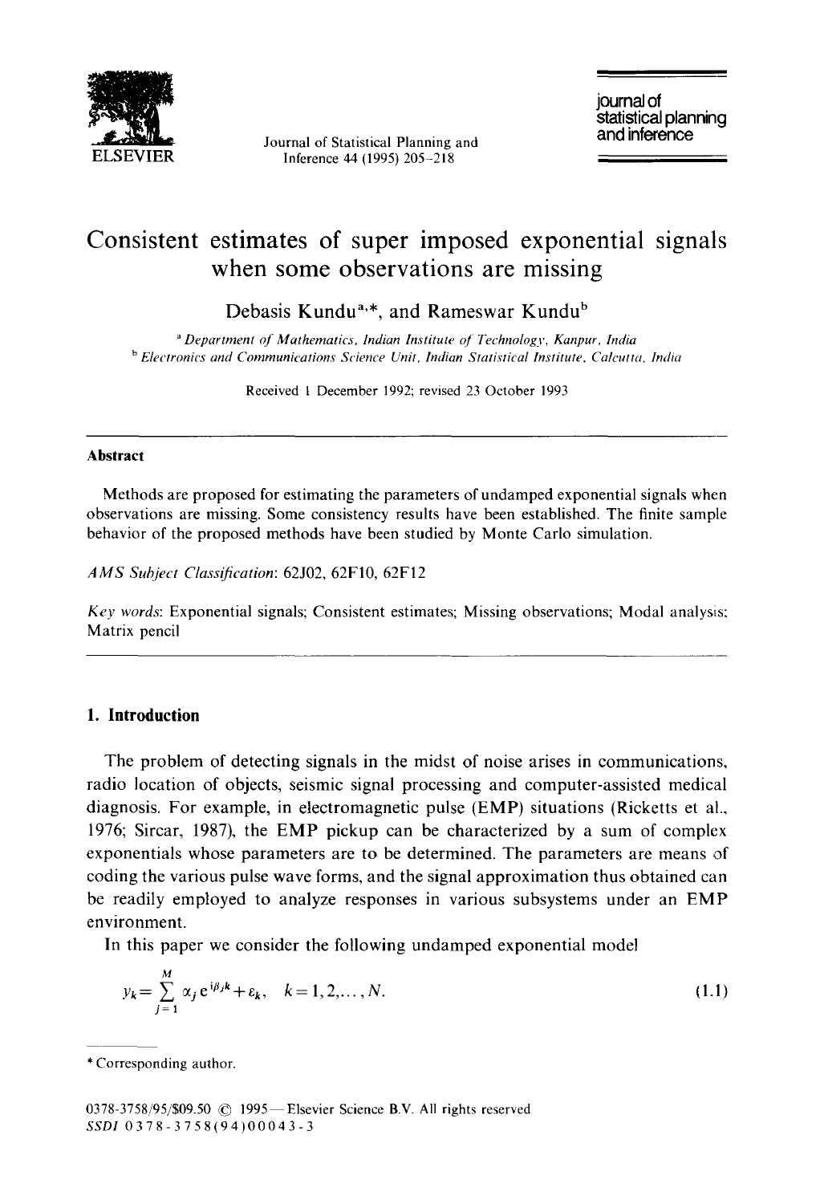# Consistent estimates of super imposed exponential signals when some observations are missing

Debasis Kundu[a,*], and Rameswar Kundu[b]

[a] *Department of Mathematics, Indian Institute of Technology, Kanpur, India*
[b] *Electronics and Communications Science Unit, Indian Statistical Institute, Calcutta, India*

Received 1 December 1992; revised 23 October 1993

## Abstract

Methods are proposed for estimating the parameters of undamped exponential signals when observations are missing. Some consistency results have been established. The finite sample behavior of the proposed methods have been studied by Monte Carlo simulation.

*AMS Subject Classification*: 62J02, 62F10, 62F12

*Key words*: Exponential signals; Consistent estimates; Missing observations; Modal analysis; Matrix pencil

## 1. Introduction

The problem of detecting signals in the midst of noise arises in communications, radio location of objects, seismic signal processing and computer-assisted medical diagnosis. For example, in electromagnetic pulse (EMP) situations (Ricketts et al., 1976; Sircar, 1987), the EMP pickup can be characterized by a sum of complex exponentials whose parameters are to be determined. The parameters are means of coding the various pulse wave forms, and the signal approximation thus obtained can be readily employed to analyze responses in various subsystems under an EMP environment.

In this paper we consider the following undamped exponential model

$$y_k = \sum_{j=1}^{M} \alpha_j \, e^{i\beta_j k} + \varepsilon_k, \quad k = 1, 2, \ldots, N. \tag{1.1}$$

\* Corresponding author.

0378-3758/95/$09.50 © 1995—Elsevier Science B.V. All rights reserved
SSDI 0378-3758(94)00043-3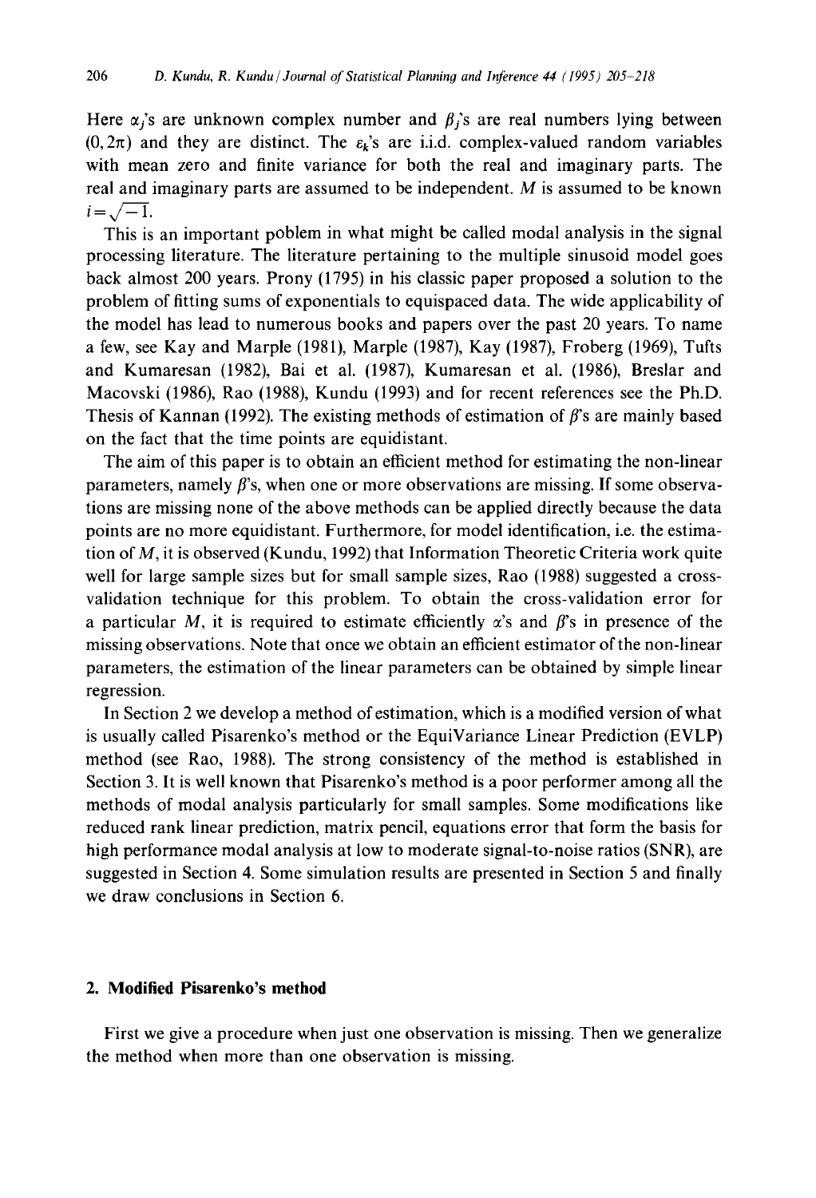Here $\alpha_j$'s are unknown complex number and $\beta_j$'s are real numbers lying between $(0, 2\pi)$ and they are distinct. The $\varepsilon_k$'s are i.i.d. complex-valued random variables with mean zero and finite variance for both the real and imaginary parts. The real and imaginary parts are assumed to be independent. $M$ is assumed to be known $i = \sqrt{-1}$.

This is an important poblem in what might be called modal analysis in the signal processing literature. The literature pertaining to the multiple sinusoid model goes back almost 200 years. Prony (1795) in his classic paper proposed a solution to the problem of fitting sums of exponentials to equispaced data. The wide applicability of the model has lead to numerous books and papers over the past 20 years. To name a few, see Kay and Marple (1981), Marple (1987), Kay (1987), Froberg (1969), Tufts and Kumaresan (1982), Bai et al. (1987), Kumaresan et al. (1986), Breslar and Macovski (1986), Rao (1988), Kundu (1993) and for recent references see the Ph.D. Thesis of Kannan (1992). The existing methods of estimation of $\beta$'s are mainly based on the fact that the time points are equidistant.

The aim of this paper is to obtain an efficient method for estimating the non-linear parameters, namely $\beta$'s, when one or more observations are missing. If some observations are missing none of the above methods can be applied directly because the data points are no more equidistant. Furthermore, for model identification, i.e. the estimation of $M$, it is observed (Kundu, 1992) that Information Theoretic Criteria work quite well for large sample sizes but for small sample sizes, Rao (1988) suggested a cross-validation technique for this problem. To obtain the cross-validation error for a particular $M$, it is required to estimate efficiently $\alpha$'s and $\beta$'s in presence of the missing observations. Note that once we obtain an efficient estimator of the non-linear parameters, the estimation of the linear parameters can be obtained by simple linear regression.

In Section 2 we develop a method of estimation, which is a modified version of what is usually called Pisarenko's method or the EquiVariance Linear Prediction (EVLP) method (see Rao, 1988). The strong consistency of the method is established in Section 3. It is well known that Pisarenko's method is a poor performer among all the methods of modal analysis particularly for small samples. Some modifications like reduced rank linear prediction, matrix pencil, equations error that form the basis for high performance modal analysis at low to moderate signal-to-noise ratios (SNR), are suggested in Section 4. Some simulation results are presented in Section 5 and finally we draw conclusions in Section 6.

## 2. Modified Pisarenko's method

First we give a procedure when just one observation is missing. Then we generalize the method when more than one observation is missing.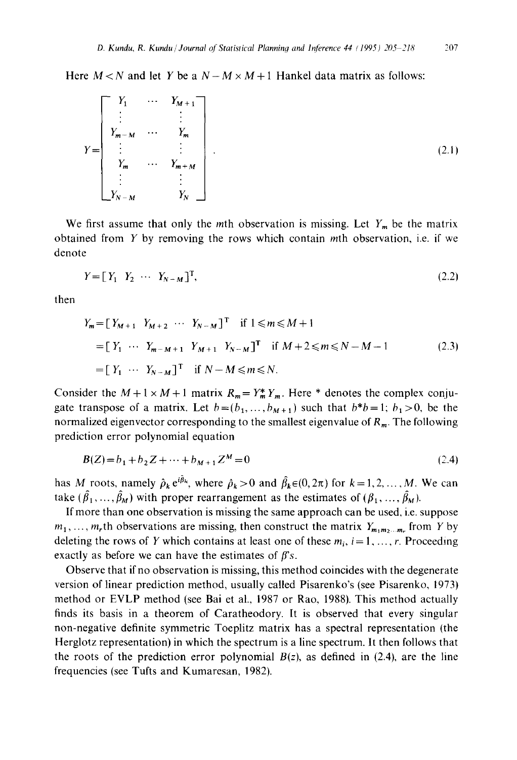Here $M < N$ and let $Y$ be a $N-M \times M+1$ Hankel data matrix as follows:

$$Y = \begin{bmatrix} Y_1 & \cdots & Y_{M+1} \\ \vdots & & \vdots \\ Y_{m-M} & \cdots & Y_m \\ \vdots & & \vdots \\ Y_m & \cdots & Y_{m+M} \\ \vdots & & \vdots \\ Y_{N-M} & & Y_N \end{bmatrix}. \tag{2.1}$$

We first assume that only the $m$th observation is missing. Let $Y_m$ be the matrix obtained from $Y$ by removing the rows which contain $m$th observation, i.e. if we denote

$$Y = [Y_1 \; Y_2 \; \cdots \; Y_{N-M}]^{\mathrm{T}}, \tag{2.2}$$

then

$$\begin{aligned} Y_m &= [Y_{M+1} \; Y_{M+2} \; \cdots \; Y_{N-M}]^{\mathrm{T}} \quad \text{if } 1 \leqslant m \leqslant M+1 \\ &= [Y_1 \; \cdots \; Y_{m-M+1} \; Y_{M+1} \; Y_{N-M}]^{\mathrm{T}} \quad \text{if } M+2 \leqslant m \leqslant N-M-1 \\ &= [Y_1 \; \cdots \; Y_{N-M}]^{\mathrm{T}} \quad \text{if } N-M \leqslant m \leqslant N. \end{aligned} \tag{2.3}$$

Consider the $M+1 \times M+1$ matrix $R_m = Y_m^* Y_m$. Here * denotes the complex conjugate transpose of a matrix. Let $b = (b_1, \ldots, b_{M+1})$ such that $b^* b = 1$; $b_1 > 0$, be the normalized eigenvector corresponding to the smallest eigenvalue of $R_m$. The following prediction error polynomial equation

$$B(Z) = b_1 + b_2 Z + \cdots + b_{M+1} Z^M = 0 \tag{2.4}$$

has $M$ roots, namely $\hat{\rho}_k \mathrm{e}^{i\hat{\beta}_k}$, where $\hat{\rho}_k > 0$ and $\hat{\beta}_k \in (0, 2\pi)$ for $k = 1, 2, \ldots, M$. We can take $(\hat{\beta}_1, \ldots, \hat{\beta}_M)$ with proper rearrangement as the estimates of $(\beta_1, \ldots, \beta_M)$.

If more than one observation is missing the same approach can be used, i.e. suppose $m_1, \ldots, m_r$th observations are missing, then construct the matrix $Y_{m_1 m_2 \ldots m_r}$ from $Y$ by deleting the rows of $Y$ which contains at least one of these $m_i$, $i = 1, \ldots, r$. Proceeding exactly as before we can have the estimates of $\beta$'s.

Observe that if no observation is missing, this method coincides with the degenerate version of linear prediction method, usually called Pisarenko's (see Pisarenko, 1973) method or EVLP method (see Bai et al., 1987 or Rao, 1988). This method actually finds its basis in a theorem of Caratheodory. It is observed that every singular non-negative definite symmetric Toeplitz matrix has a spectral representation (the Herglotz representation) in which the spectrum is a line spectrum. It then follows that the roots of the prediction error polynomial $B(z)$, as defined in (2.4), are the line frequencies (see Tufts and Kumaresan, 1982).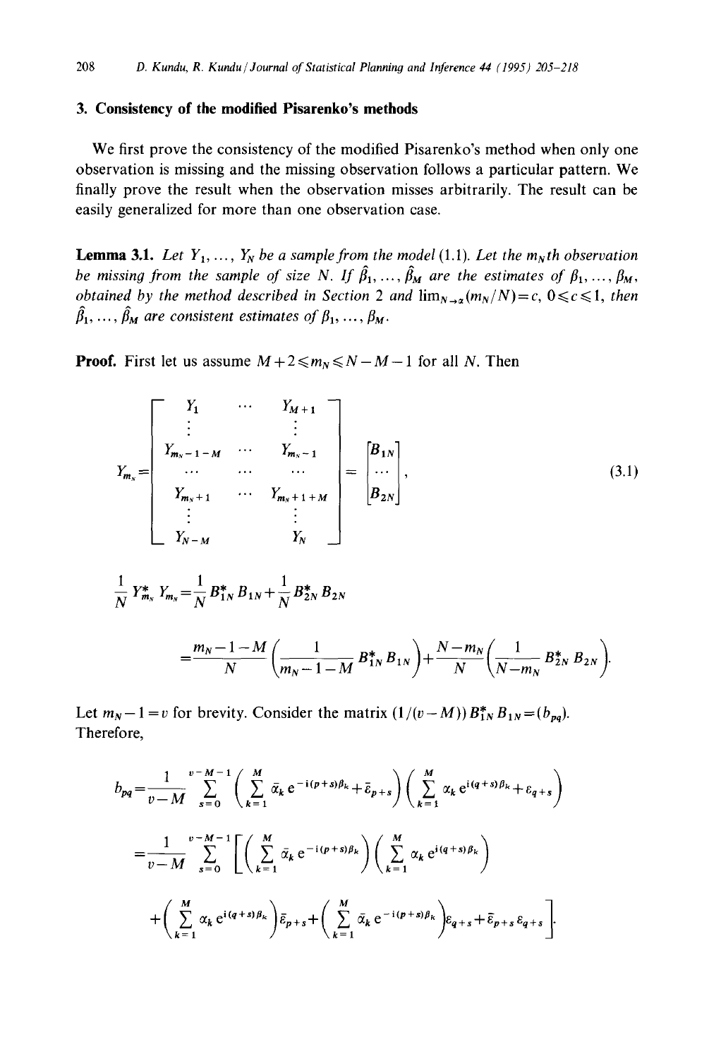## 3. Consistency of the modified Pisarenko's methods

We first prove the consistency of the modified Pisarenko's method when only one observation is missing and the missing observation follows a particular pattern. We finally prove the result when the observation misses arbitrarily. The result can be easily generalized for more than one observation case.

**Lemma 3.1.** *Let $Y_1, \ldots, Y_N$ be a sample from the model (1.1). Let the $m_N$th observation be missing from the sample of size $N$. If $\hat{\beta}_1, \ldots, \hat{\beta}_M$ are the estimates of $\beta_1, \ldots, \beta_M$, obtained by the method described in Section 2 and $\lim_{N\to\infty}(m_N/N)=c$, $0\leqslant c\leqslant 1$, then $\hat{\beta}_1, \ldots, \hat{\beta}_M$ are consistent estimates of $\beta_1, \ldots, \beta_M$.*

**Proof.** First let us assume $M+2\leqslant m_N \leqslant N-M-1$ for all $N$. Then

$$
Y_{m_N}=\begin{bmatrix} Y_1 & \cdots & Y_{M+1} \\ \vdots & & \vdots \\ Y_{m_N-1-M} & \cdots & Y_{m_N-1} \\ \cdots & \cdots & \cdots \\ Y_{m_N+1} & \cdots & Y_{m_N+1+M} \\ \vdots & & \vdots \\ Y_{N-M} & & Y_N \end{bmatrix} = \begin{bmatrix} B_{1N} \\ \cdots \\ B_{2N} \end{bmatrix}, \tag{3.1}
$$

$$
\frac{1}{N} Y_{m_N}^* Y_{m_N} = \frac{1}{N} B_{1N}^* B_{1N} + \frac{1}{N} B_{2N}^* B_{2N}
$$

$$
= \frac{m_N-1-M}{N}\left(\frac{1}{m_N-1-M} B_{1N}^* B_{1N}\right) + \frac{N-m_N}{N}\left(\frac{1}{N-m_N} B_{2N}^* B_{2N}\right).
$$

Let $m_N - 1 = v$ for brevity. Consider the matrix $(1/(v-M))\, B_{1N}^* B_{1N} = (b_{pq})$. Therefore,

$$
b_{pq} = \frac{1}{v-M}\sum_{s=0}^{v-M-1}\left(\sum_{k=1}^{M}\bar{\alpha}_k\, \mathrm{e}^{-\mathrm{i}(p+s)\beta_k} + \bar{\varepsilon}_{p+s}\right)\left(\sum_{k=1}^{M}\alpha_k\, \mathrm{e}^{\mathrm{i}(q+s)\beta_k} + \varepsilon_{q+s}\right)
$$

$$
= \frac{1}{v-M}\sum_{s=0}^{v-M-1}\left[\left(\sum_{k=1}^{M}\bar{\alpha}_k\, \mathrm{e}^{-\mathrm{i}(p+s)\beta_k}\right)\left(\sum_{k=1}^{M}\alpha_k\, \mathrm{e}^{\mathrm{i}(q+s)\beta_k}\right)\right.
$$

$$
\left. + \left(\sum_{k=1}^{M}\alpha_k\, \mathrm{e}^{\mathrm{i}(q+s)\beta_k}\right)\bar{\varepsilon}_{p+s} + \left(\sum_{k=1}^{M}\bar{\alpha}_k\, \mathrm{e}^{-\mathrm{i}(p+s)\beta_k}\right)\varepsilon_{q+s} + \bar{\varepsilon}_{p+s}\,\varepsilon_{q+s}\right].
$$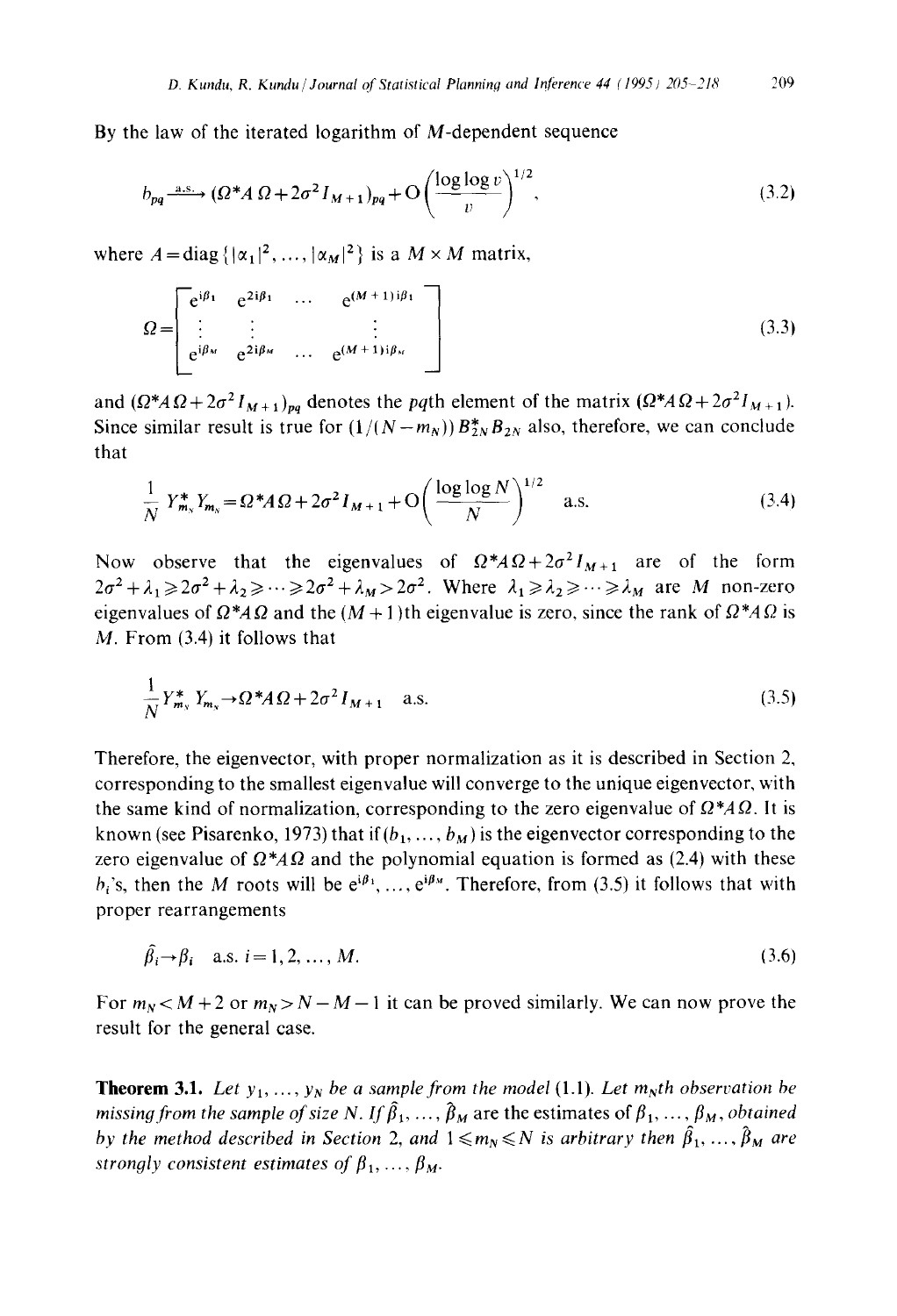By the law of the iterated logarithm of $M$-dependent sequence

$$b_{pq} \xrightarrow{\text{a.s.}} (\Omega^* A\, \Omega + 2\sigma^2 I_{M+1})_{pq} + \mathrm{O}\left(\frac{\log\log v}{v}\right)^{1/2}, \tag{3.2}$$

where $A = \mathrm{diag}\{|\alpha_1|^2, \ldots, |\alpha_M|^2\}$ is a $M \times M$ matrix,

$$\Omega = \begin{bmatrix} e^{i\beta_1} & e^{2i\beta_1} & \ldots & e^{(M+1)i\beta_1} \\ \vdots & \vdots & & \vdots \\ e^{i\beta_M} & e^{2i\beta_M} & \ldots & e^{(M+1)i\beta_M} \end{bmatrix} \tag{3.3}$$

and $(\Omega^* A\, \Omega + 2\sigma^2 I_{M+1})_{pq}$ denotes the $pq$th element of the matrix $(\Omega^* A\, \Omega + 2\sigma^2 I_{M+1})$. Since similar result is true for $(1/(N - m_N))\, B_{2N}^* B_{2N}$ also, therefore, we can conclude that

$$\frac{1}{N} Y_{m_N}^* Y_{m_N} = \Omega^* A\, \Omega + 2\sigma^2 I_{M+1} + \mathrm{O}\left(\frac{\log\log N}{N}\right)^{1/2} \quad \text{a.s.} \tag{3.4}$$

Now observe that the eigenvalues of $\Omega^* A\, \Omega + 2\sigma^2 I_{M+1}$ are of the form $2\sigma^2 + \lambda_1 \geqslant 2\sigma^2 + \lambda_2 \geqslant \cdots \geqslant 2\sigma^2 + \lambda_M > 2\sigma^2$. Where $\lambda_1 \geqslant \lambda_2 \geqslant \cdots \geqslant \lambda_M$ are $M$ non-zero eigenvalues of $\Omega^* A\, \Omega$ and the $(M+1)$th eigenvalue is zero, since the rank of $\Omega^* A\, \Omega$ is $M$. From (3.4) it follows that

$$\frac{1}{N} Y_{m_N}^* Y_{m_N} \to \Omega^* A\, \Omega + 2\sigma^2 I_{M+1} \quad \text{a.s.} \tag{3.5}$$

Therefore, the eigenvector, with proper normalization as it is described in Section 2, corresponding to the smallest eigenvalue will converge to the unique eigenvector, with the same kind of normalization, corresponding to the zero eigenvalue of $\Omega^* A\, \Omega$. It is known (see Pisarenko, 1973) that if $(b_1, \ldots, b_M)$ is the eigenvector corresponding to the zero eigenvalue of $\Omega^* A\, \Omega$ and the polynomial equation is formed as (2.4) with these $b_i$'s, then the $M$ roots will be $e^{i\beta_1}, \ldots, e^{i\beta_M}$. Therefore, from (3.5) it follows that with proper rearrangements

$$\hat{\beta}_i \to \beta_i \quad \text{a.s. } i = 1, 2, \ldots, M. \tag{3.6}$$

For $m_N < M + 2$ or $m_N > N - M - 1$ it can be proved similarly. We can now prove the result for the general case.

**Theorem 3.1.** *Let $y_1, \ldots, y_N$ be a sample from the model* (1.1). *Let $m_N$th observation be missing from the sample of size $N$. If $\hat{\beta}_1, \ldots, \hat{\beta}_M$ are the estimates of $\beta_1, \ldots, \beta_M$, obtained by the method described in Section 2, and $1 \leqslant m_N \leqslant N$ is arbitrary then $\hat{\beta}_1, \ldots, \hat{\beta}_M$ are strongly consistent estimates of $\beta_1, \ldots, \beta_M$.*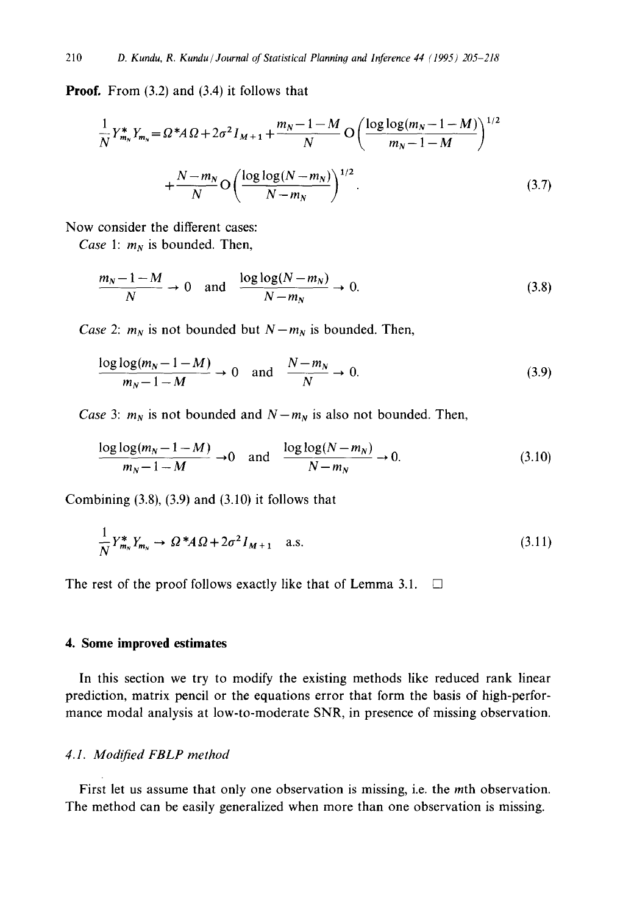**Proof.** From (3.2) and (3.4) it follows that

$$\frac{1}{N} Y_{m_N}^* Y_{m_N} = \Omega^* A \Omega + 2\sigma^2 I_{M+1} + \frac{m_N - 1 - M}{N} \mathrm{O}\left(\frac{\log\log(m_N - 1 - M)}{m_N - 1 - M}\right)^{1/2}$$

$$+ \frac{N - m_N}{N} \mathrm{O}\left(\frac{\log\log(N - m_N)}{N - m_N}\right)^{1/2}. \tag{3.7}$$

Now consider the different cases:

*Case* 1: $m_N$ is bounded. Then,

$$\frac{m_N - 1 - M}{N} \to 0 \quad \text{and} \quad \frac{\log\log(N - m_N)}{N - m_N} \to 0. \tag{3.8}$$

*Case* 2: $m_N$ is not bounded but $N - m_N$ is bounded. Then,

$$\frac{\log\log(m_N - 1 - M)}{m_N - 1 - M} \to 0 \quad \text{and} \quad \frac{N - m_N}{N} \to 0. \tag{3.9}$$

*Case* 3: $m_N$ is not bounded and $N - m_N$ is also not bounded. Then,

$$\frac{\log\log(m_N - 1 - M)}{m_N - 1 - M} \to 0 \quad \text{and} \quad \frac{\log\log(N - m_N)}{N - m_N} \to 0. \tag{3.10}$$

Combining (3.8), (3.9) and (3.10) it follows that

$$\frac{1}{N} Y_{m_N}^* Y_{m_N} \to \Omega^* A \Omega + 2\sigma^2 I_{M+1} \quad \text{a.s.} \tag{3.11}$$

The rest of the proof follows exactly like that of Lemma 3.1. □

## 4. Some improved estimates

In this section we try to modify the existing methods like reduced rank linear prediction, matrix pencil or the equations error that form the basis of high-performance modal analysis at low-to-moderate SNR, in presence of missing observation.

### 4.1. Modified FBLP method

First let us assume that only one observation is missing, i.e. the $m$th observation. The method can be easily generalized when more than one observation is missing.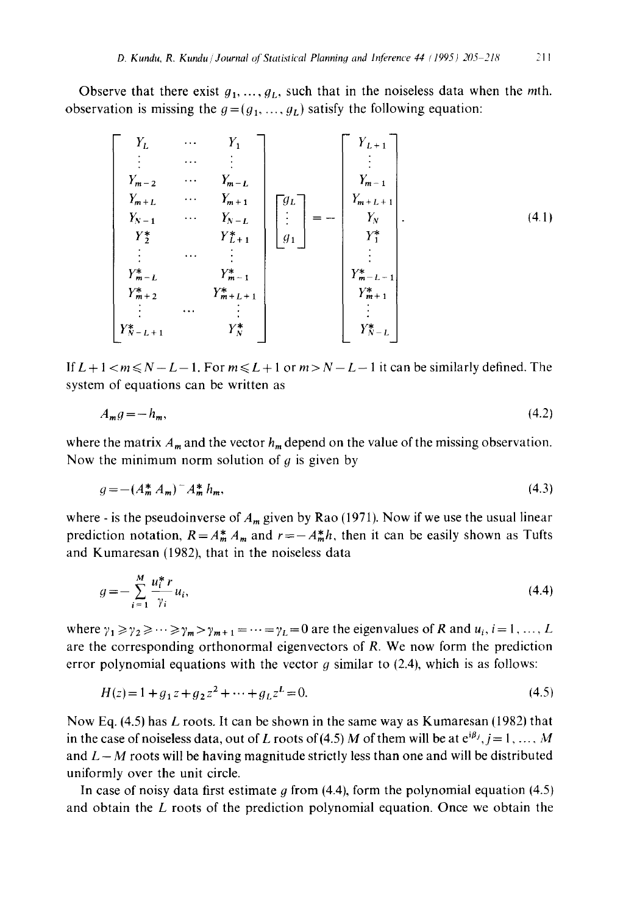Observe that there exist $g_1, \ldots, g_L$, such that in the noiseless data when the $m$th. observation is missing the $g = (g_1, \ldots, g_L)$ satisfy the following equation:

$$
\begin{bmatrix}
Y_L & \cdots & Y_1 \\
\vdots & \cdots & \vdots \\
Y_{m-2} & \cdots & Y_{m-L} \\
Y_{m+L} & \cdots & Y_{m+1} \\
Y_{N-1} & \cdots & Y_{N-L} \\
Y_2^* & & Y_{L+1}^* \\
\vdots & \cdots & \vdots \\
Y_{m-L}^* & & Y_{m-1}^* \\
Y_{m+2}^* & & Y_{m+L+1}^* \\
\vdots & \cdots & \vdots \\
Y_{N-L+1}^* & & Y_N^*
\end{bmatrix}
\begin{bmatrix}
g_L \\ \vdots \\ g_1
\end{bmatrix}
= -
\begin{bmatrix}
Y_{L+1} \\ \vdots \\ Y_{m-1} \\ Y_{m+L+1} \\ Y_N \\ Y_1^* \\ \vdots \\ Y_{m-L-1}^* \\ Y_{m+1}^* \\ \vdots \\ Y_{N-L}^*
\end{bmatrix}.
\tag{4.1}
$$

If $L+1 < m \leqslant N-L-1$. For $m \leqslant L+1$ or $m > N-L-1$ it can be similarly defined. The system of equations can be written as

$$
A_m g = -h_m, \tag{4.2}
$$

where the matrix $A_m$ and the vector $h_m$ depend on the value of the missing observation. Now the minimum norm solution of $g$ is given by

$$
g = -(A_m^* A_m)^- A_m^* h_m, \tag{4.3}
$$

where - is the pseudoinverse of $A_m$ given by Rao (1971). Now if we use the usual linear prediction notation, $R = A_m^* A_m$ and $r = -A_m^* h$, then it can be easily shown as Tufts and Kumaresan (1982), that in the noiseless data

$$
g = -\sum_{i=1}^{M} \frac{u_i^* r}{\gamma_i} u_i, \tag{4.4}
$$

where $\gamma_1 \geqslant \gamma_2 \geqslant \cdots \geqslant \gamma_m > \gamma_{m+1} = \cdots = \gamma_L = 0$ are the eigenvalues of $R$ and $u_i, i = 1, \ldots, L$ are the corresponding orthonormal eigenvectors of $R$. We now form the prediction error polynomial equations with the vector $g$ similar to (2.4), which is as follows:

$$
H(z) = 1 + g_1 z + g_2 z^2 + \cdots + g_L z^L = 0. \tag{4.5}
$$

Now Eq. (4.5) has $L$ roots. It can be shown in the same way as Kumaresan (1982) that in the case of noiseless data, out of $L$ roots of (4.5) $M$ of them will be at $e^{i\beta_j}, j = 1, \ldots, M$ and $L-M$ roots will be having magnitude strictly less than one and will be distributed uniformly over the unit circle.

In case of noisy data first estimate $g$ from (4.4), form the polynomial equation (4.5) and obtain the $L$ roots of the prediction polynomial equation. Once we obtain the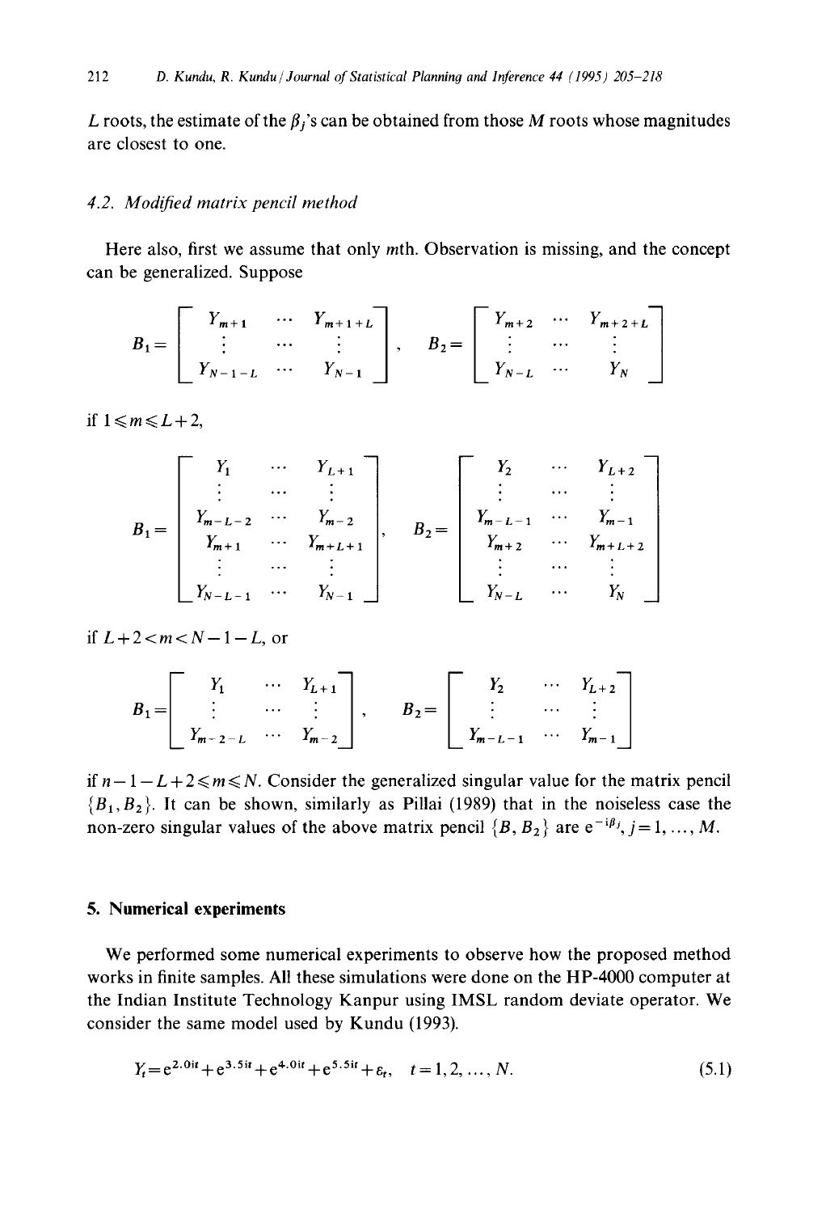$L$ roots, the estimate of the $\beta_j$'s can be obtained from those $M$ roots whose magnitudes are closest to one.

### 4.2. Modified matrix pencil method

Here also, first we assume that only $m$th. Observation is missing, and the concept can be generalized. Suppose

$$B_1 = \begin{bmatrix} Y_{m+1} & \cdots & Y_{m+1+L} \\ \vdots & \cdots & \vdots \\ Y_{N-1-L} & \cdots & Y_{N-1} \end{bmatrix}, \quad B_2 = \begin{bmatrix} Y_{m+2} & \cdots & Y_{m+2+L} \\ \vdots & \cdots & \vdots \\ Y_{N-L} & \cdots & Y_N \end{bmatrix}$$

if $1 \leqslant m \leqslant L+2$,

$$B_1 = \begin{bmatrix} Y_1 & \cdots & Y_{L+1} \\ \vdots & \cdots & \vdots \\ Y_{m-L-2} & \cdots & Y_{m-2} \\ Y_{m+1} & \cdots & Y_{m+L+1} \\ \vdots & \cdots & \vdots \\ Y_{N-L-1} & \cdots & Y_{N-1} \end{bmatrix}, \quad B_2 = \begin{bmatrix} Y_2 & \cdots & Y_{L+2} \\ \vdots & \cdots & \vdots \\ Y_{m-L-1} & \cdots & Y_{m-1} \\ Y_{m+2} & \cdots & Y_{m+L+2} \\ \vdots & \cdots & \vdots \\ Y_{N-L} & \cdots & Y_N \end{bmatrix}$$

if $L+2 < m < N-1-L$, or

$$B_1 = \begin{bmatrix} Y_1 & \cdots & Y_{L+1} \\ \vdots & \cdots & \vdots \\ Y_{m-2-L} & \cdots & Y_{m-2} \end{bmatrix}, \quad B_2 = \begin{bmatrix} Y_2 & \cdots & Y_{L+2} \\ \vdots & \cdots & \vdots \\ Y_{m-L-1} & \cdots & Y_{m-1} \end{bmatrix}$$

if $n-1-L+2 \leqslant m \leqslant N$. Consider the generalized singular value for the matrix pencil $\{B_1, B_2\}$. It can be shown, similarly as Pillai (1989) that in the noiseless case the non-zero singular values of the above matrix pencil $\{B, B_2\}$ are $e^{-i\beta_j}, j = 1, \ldots, M$.

## 5. Numerical experiments

We performed some numerical experiments to observe how the proposed method works in finite samples. All these simulations were done on the HP-4000 computer at the Indian Institute Technology Kanpur using IMSL random deviate operator. We consider the same model used by Kundu (1993).

$$Y_t = e^{2.0it} + e^{3.5it} + e^{4.0it} + e^{5.5it} + \varepsilon_t, \quad t = 1, 2, \ldots, N. \tag{5.1}$$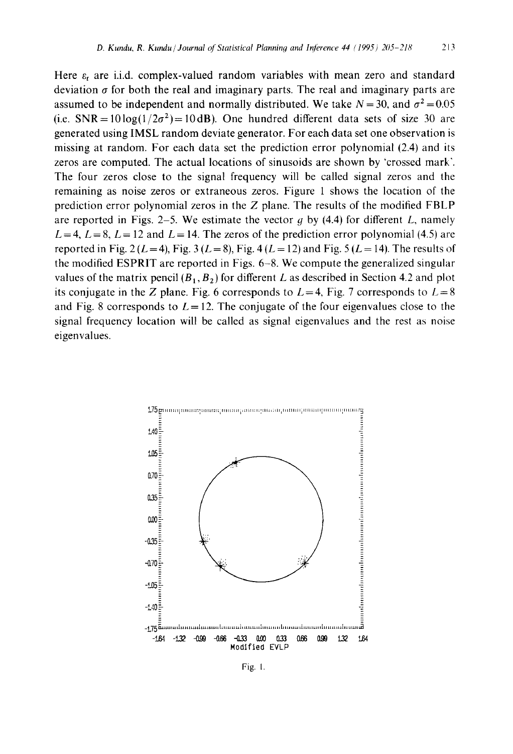Here $\varepsilon_t$ are i.i.d. complex-valued random variables with mean zero and standard deviation $\sigma$ for both the real and imaginary parts. The real and imaginary parts are assumed to be independent and normally distributed. We take $N=30$, and $\sigma^2=0.05$ (i.e. $\mathrm{SNR}=10\log(1/2\sigma^2)=10\,\mathrm{dB}$). One hundred different data sets of size 30 are generated using IMSL random deviate generator. For each data set one observation is missing at random. For each data set the prediction error polynomial (2.4) and its zeros are computed. The actual locations of sinusoids are shown by 'crossed mark'. The four zeros close to the signal frequency will be called signal zeros and the remaining as noise zeros or extraneous zeros. Figure 1 shows the location of the prediction error polynomial zeros in the $Z$ plane. The results of the modified FBLP are reported in Figs. 2–5. We estimate the vector $g$ by (4.4) for different $L$, namely $L=4$, $L=8$, $L=12$ and $L=14$. The zeros of the prediction error polynomial (4.5) are reported in Fig. 2 ($L=4$), Fig. 3 ($L=8$), Fig. 4 ($L=12$) and Fig. 5 ($L=14$). The results of the modified ESPRIT are reported in Figs. 6–8. We compute the generalized singular values of the matrix pencil $(B_1, B_2)$ for different $L$ as described in Section 4.2 and plot its conjugate in the $Z$ plane. Fig. 6 corresponds to $L=4$, Fig. 7 corresponds to $L=8$ and Fig. 8 corresponds to $L=12$. The conjugate of the four eigenvalues close to the signal frequency location will be called as signal eigenvalues and the rest as noise eigenvalues.

Modified EVLP

Fig. 1.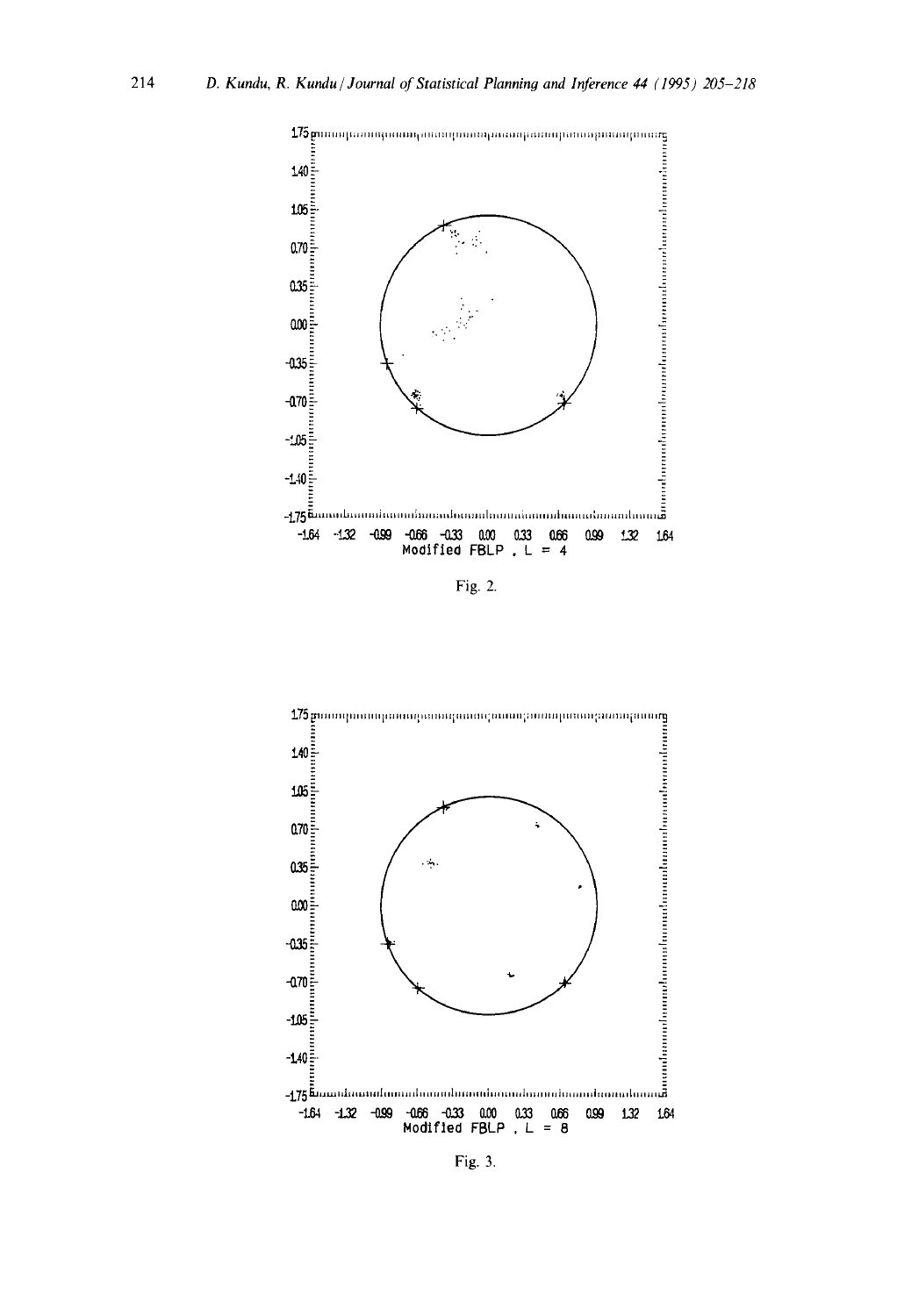Modified FBLP , L = 4

Fig. 2.

Modified FBLP , L = 8

Fig. 3.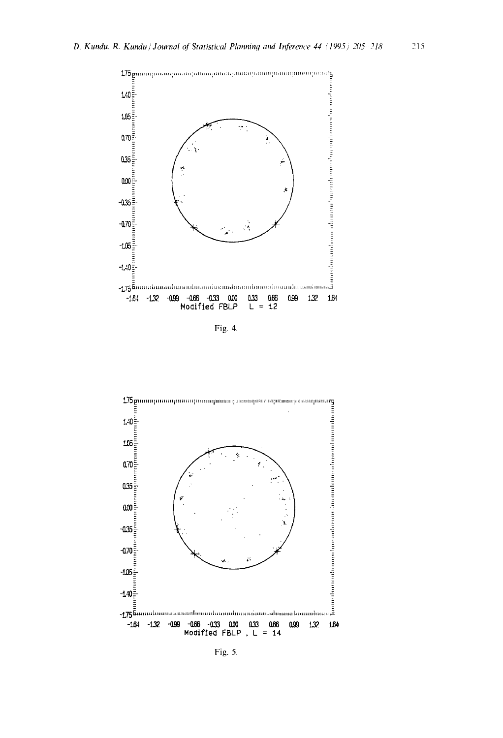Fig. 4.

Fig. 5.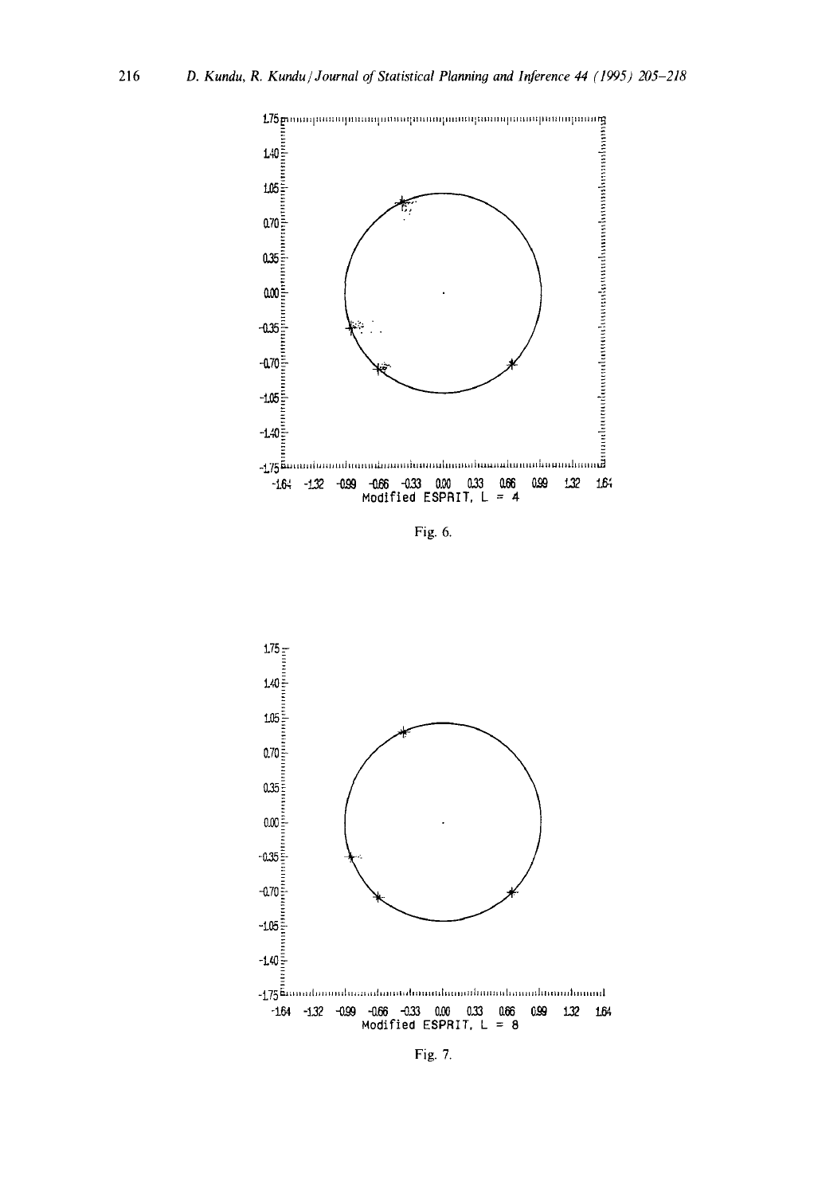Fig. 6.

Fig. 7.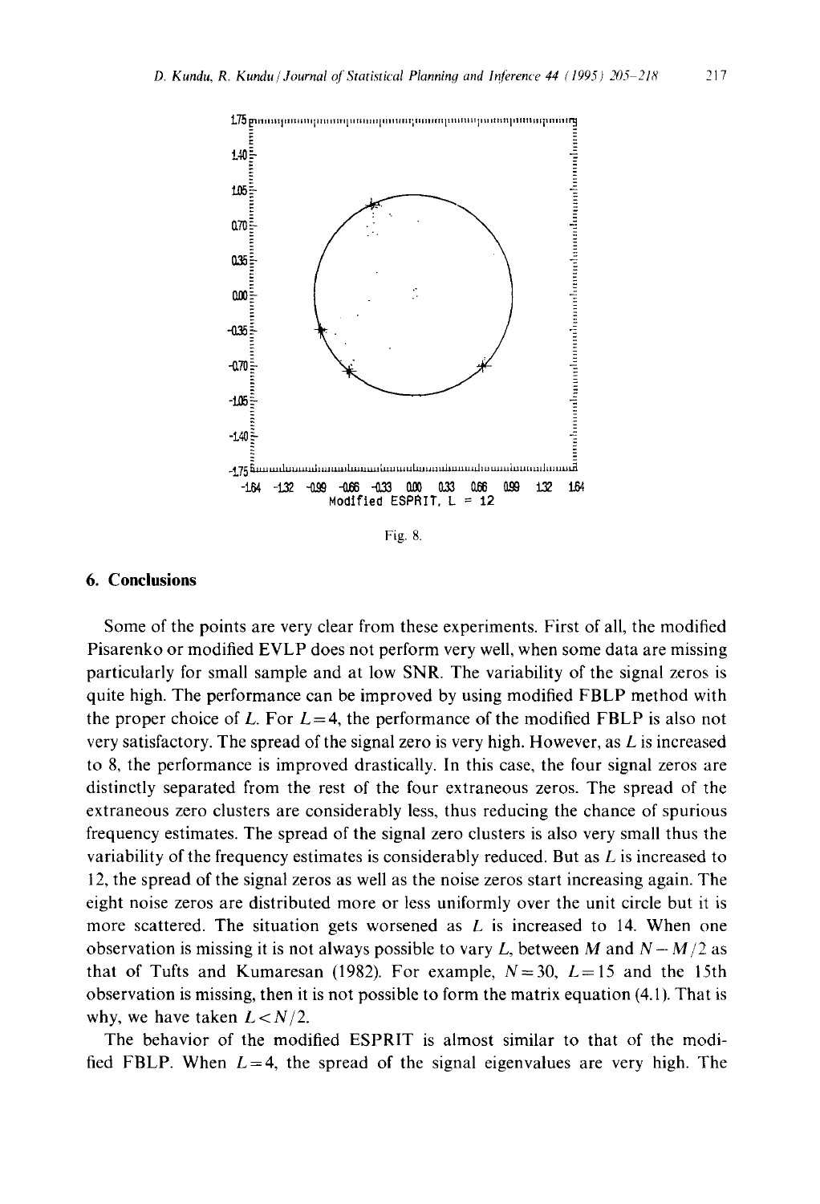Fig. 8.

## 6. Conclusions

Some of the points are very clear from these experiments. First of all, the modified Pisarenko or modified EVLP does not perform very well, when some data are missing particularly for small sample and at low SNR. The variability of the signal zeros is quite high. The performance can be improved by using modified FBLP method with the proper choice of $L$. For $L = 4$, the performance of the modified FBLP is also not very satisfactory. The spread of the signal zero is very high. However, as $L$ is increased to 8, the performance is improved drastically. In this case, the four signal zeros are distinctly separated from the rest of the four extraneous zeros. The spread of the extraneous zero clusters are considerably less, thus reducing the chance of spurious frequency estimates. The spread of the signal zero clusters is also very small thus the variability of the frequency estimates is considerably reduced. But as $L$ is increased to 12, the spread of the signal zeros as well as the noise zeros start increasing again. The eight noise zeros are distributed more or less uniformly over the unit circle but it is more scattered. The situation gets worsened as $L$ is increased to 14. When one observation is missing it is not always possible to vary $L$, between $M$ and $N - M/2$ as that of Tufts and Kumaresan (1982). For example, $N = 30$, $L = 15$ and the 15th observation is missing, then it is not possible to form the matrix equation (4.1). That is why, we have taken $L < N/2$.

The behavior of the modified ESPRIT is almost similar to that of the modified FBLP. When $L = 4$, the spread of the signal eigenvalues are very high. The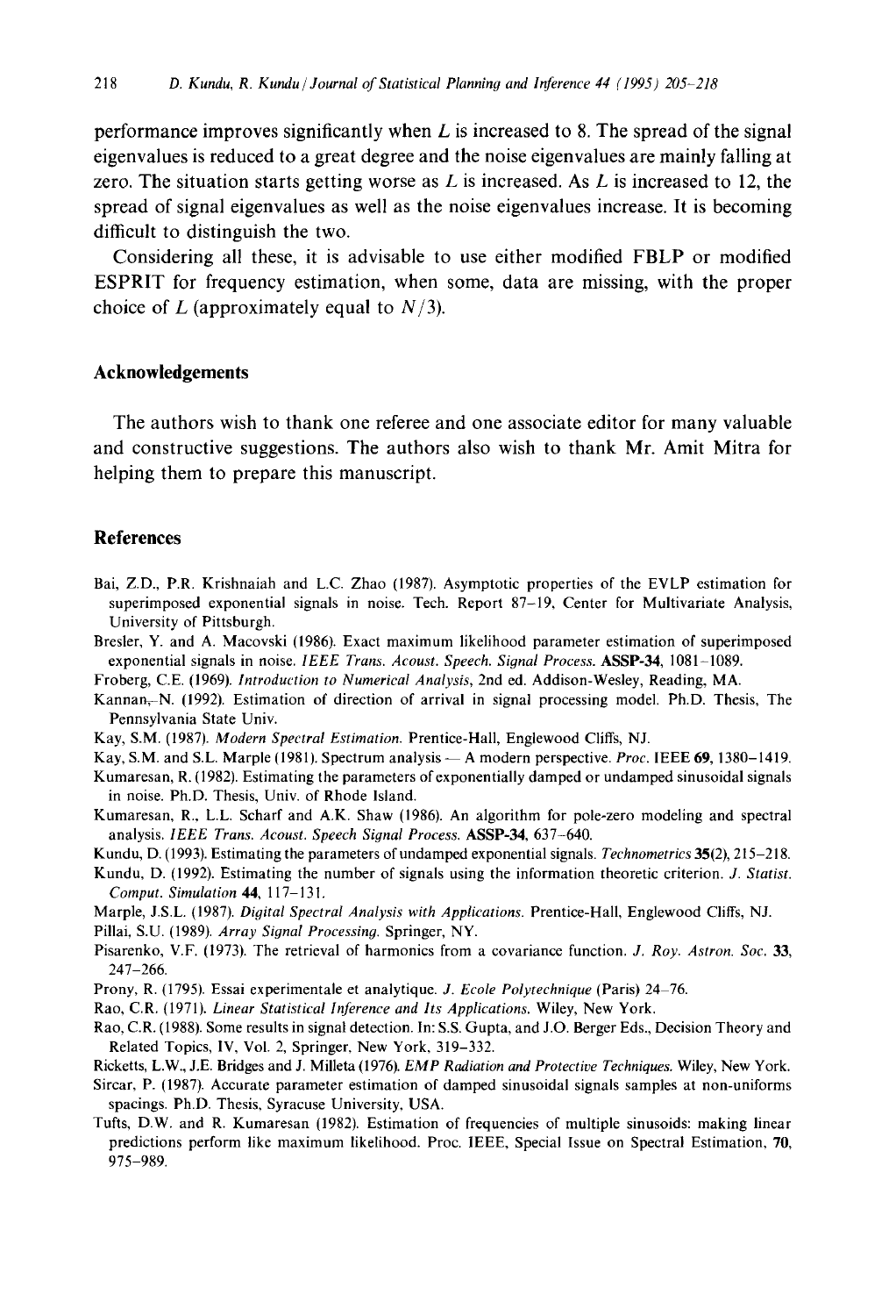performance improves significantly when $L$ is increased to 8. The spread of the signal eigenvalues is reduced to a great degree and the noise eigenvalues are mainly falling at zero. The situation starts getting worse as $L$ is increased. As $L$ is increased to 12, the spread of signal eigenvalues as well as the noise eigenvalues increase. It is becoming difficult to distinguish the two.

Considering all these, it is advisable to use either modified FBLP or modified ESPRIT for frequency estimation, when some, data are missing, with the proper choice of $L$ (approximately equal to $N/3$).

## Acknowledgements

The authors wish to thank one referee and one associate editor for many valuable and constructive suggestions. The authors also wish to thank Mr. Amit Mitra for helping them to prepare this manuscript.

## References

Bai, Z.D., P.R. Krishnaiah and L.C. Zhao (1987). Asymptotic properties of the EVLP estimation for superimposed exponential signals in noise. Tech. Report 87–19, Center for Multivariate Analysis, University of Pittsburgh.

Bresler, Y. and A. Macovski (1986). Exact maximum likelihood parameter estimation of superimposed exponential signals in noise. *IEEE Trans. Acoust. Speech. Signal Process.* **ASSP-34**, 1081–1089.

Froberg, C.E. (1969). *Introduction to Numerical Analysis*, 2nd ed. Addison-Wesley, Reading, MA.

Kannan, N. (1992). Estimation of direction of arrival in signal processing model. Ph.D. Thesis, The Pennsylvania State Univ.

Kay, S.M. (1987). *Modern Spectral Estimation.* Prentice-Hall, Englewood Cliffs, NJ.

Kay, S.M. and S.L. Marple (1981). Spectrum analysis — A modern perspective. *Proc.* IEEE **69**, 1380–1419.

Kumaresan, R. (1982). Estimating the parameters of exponentially damped or undamped sinusoidal signals in noise. Ph.D. Thesis, Univ. of Rhode Island.

Kumaresan, R., L.L. Scharf and A.K. Shaw (1986). An algorithm for pole-zero modeling and spectral analysis. *IEEE Trans. Acoust. Speech Signal Process.* **ASSP-34**, 637–640.

Kundu, D. (1993). Estimating the parameters of undamped exponential signals. *Technometrics* **35**(2), 215–218.

Kundu, D. (1992). Estimating the number of signals using the information theoretic criterion. *J. Statist. Comput. Simulation* **44**, 117–131.

Marple, J.S.L. (1987). *Digital Spectral Analysis with Applications.* Prentice-Hall, Englewood Cliffs, NJ.

Pillai, S.U. (1989). *Array Signal Processing.* Springer, NY.

Pisarenko, V.F. (1973). The retrieval of harmonics from a covariance function. *J. Roy. Astron. Soc.* **33**, 247–266.

Prony, R. (1795). Essai experimentale et analytique. *J. Ecole Polytechnique* (Paris) 24–76.

Rao, C.R. (1971). *Linear Statistical Inference and Its Applications.* Wiley, New York.

Rao, C.R. (1988). Some results in signal detection. In: S.S. Gupta, and J.O. Berger Eds., Decision Theory and Related Topics, IV, Vol. 2, Springer, New York, 319–332.

Ricketts, L.W., J.E. Bridges and J. Milleta (1976). *EMP Radiation and Protective Techniques.* Wiley, New York.

Sircar, P. (1987). Accurate parameter estimation of damped sinusoidal signals samples at non-uniforms spacings. Ph.D. Thesis, Syracuse University, USA.

Tufts, D.W. and R. Kumaresan (1982). Estimation of frequencies of multiple sinusoids: making linear predictions perform like maximum likelihood. Proc. IEEE, Special Issue on Spectral Estimation, **70**, 975–989.